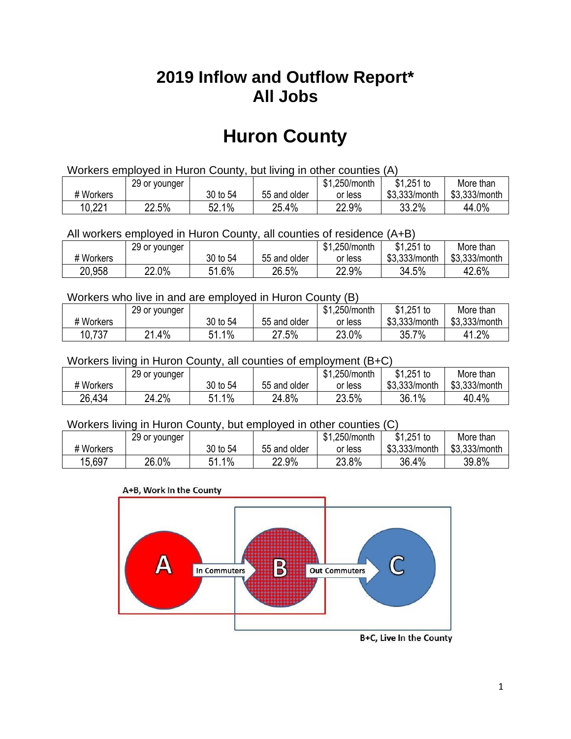# 2019 Inflow and Outflow Report* All Jobs

# Huron County

Workers employed in Huron County, but living in other counties (A)

| # Workers | 29 or younger | 30 to 54 | 55 and older | $1,250/month or less | $1,251 to $3,333/month | More than $3,333/month |
|---|---|---|---|---|---|---|
| 10,221 | 22.5% | 52.1% | 25.4% | 22.9% | 33.2% | 44.0% |

All workers employed in Huron County, all counties of residence (A+B)

| # Workers | 29 or younger | 30 to 54 | 55 and older | $1,250/month or less | $1,251 to $3,333/month | More than $3,333/month |
|---|---|---|---|---|---|---|
| 20,958 | 22.0% | 51.6% | 26.5% | 22.9% | 34.5% | 42.6% |

Workers who live in and are employed in Huron County (B)

| # Workers | 29 or younger | 30 to 54 | 55 and older | $1,250/month or less | $1,251 to $3,333/month | More than $3,333/month |
|---|---|---|---|---|---|---|
| 10,737 | 21.4% | 51.1% | 27.5% | 23.0% | 35.7% | 41.2% |

Workers living in Huron County, all counties of employment (B+C)

| # Workers | 29 or younger | 30 to 54 | 55 and older | $1,250/month or less | $1,251 to $3,333/month | More than $3,333/month |
|---|---|---|---|---|---|---|
| 26,434 | 24.2% | 51.1% | 24.8% | 23.5% | 36.1% | 40.4% |

Workers living in Huron County, but employed in other counties (C)

| # Workers | 29 or younger | 30 to 54 | 55 and older | $1,250/month or less | $1,251 to $3,333/month | More than $3,333/month |
|---|---|---|---|---|---|---|
| 15,697 | 26.0% | 51.1% | 22.9% | 23.8% | 36.4% | 39.8% |

A+B, Work In the County

A — In Commuters → B — Out Commuters → C

B+C, Live In the County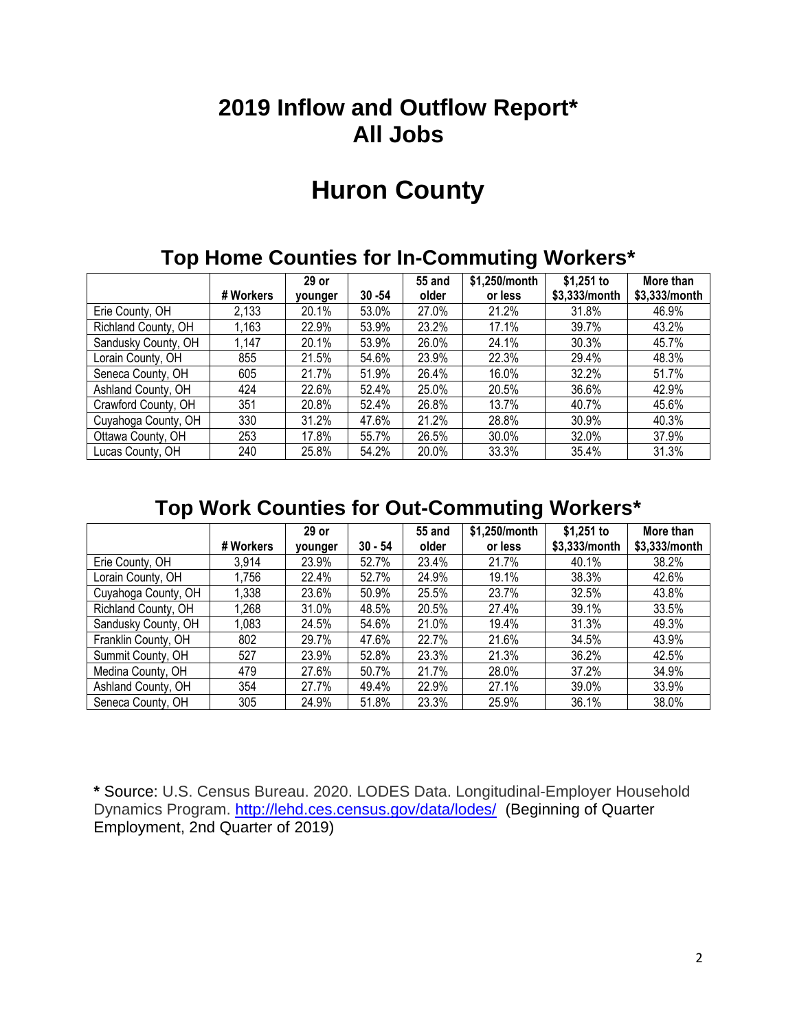# 2019 Inflow and Outflow Report*
# All Jobs

# Huron County

## Top Home Counties for In-Commuting Workers*

| | # Workers | 29 or younger | 30 -54 | 55 and older | $1,250/month or less | $1,251 to $3,333/month | More than $3,333/month |
|---|---|---|---|---|---|---|---|
| Erie County, OH | 2,133 | 20.1% | 53.0% | 27.0% | 21.2% | 31.8% | 46.9% |
| Richland County, OH | 1,163 | 22.9% | 53.9% | 23.2% | 17.1% | 39.7% | 43.2% |
| Sandusky County, OH | 1,147 | 20.1% | 53.9% | 26.0% | 24.1% | 30.3% | 45.7% |
| Lorain County, OH | 855 | 21.5% | 54.6% | 23.9% | 22.3% | 29.4% | 48.3% |
| Seneca County, OH | 605 | 21.7% | 51.9% | 26.4% | 16.0% | 32.2% | 51.7% |
| Ashland County, OH | 424 | 22.6% | 52.4% | 25.0% | 20.5% | 36.6% | 42.9% |
| Crawford County, OH | 351 | 20.8% | 52.4% | 26.8% | 13.7% | 40.7% | 45.6% |
| Cuyahoga County, OH | 330 | 31.2% | 47.6% | 21.2% | 28.8% | 30.9% | 40.3% |
| Ottawa County, OH | 253 | 17.8% | 55.7% | 26.5% | 30.0% | 32.0% | 37.9% |
| Lucas County, OH | 240 | 25.8% | 54.2% | 20.0% | 33.3% | 35.4% | 31.3% |

## Top Work Counties for Out-Commuting Workers*

| | # Workers | 29 or younger | 30 - 54 | 55 and older | $1,250/month or less | $1,251 to $3,333/month | More than $3,333/month |
|---|---|---|---|---|---|---|---|
| Erie County, OH | 3,914 | 23.9% | 52.7% | 23.4% | 21.7% | 40.1% | 38.2% |
| Lorain County, OH | 1,756 | 22.4% | 52.7% | 24.9% | 19.1% | 38.3% | 42.6% |
| Cuyahoga County, OH | 1,338 | 23.6% | 50.9% | 25.5% | 23.7% | 32.5% | 43.8% |
| Richland County, OH | 1,268 | 31.0% | 48.5% | 20.5% | 27.4% | 39.1% | 33.5% |
| Sandusky County, OH | 1,083 | 24.5% | 54.6% | 21.0% | 19.4% | 31.3% | 49.3% |
| Franklin County, OH | 802 | 29.7% | 47.6% | 22.7% | 21.6% | 34.5% | 43.9% |
| Summit County, OH | 527 | 23.9% | 52.8% | 23.3% | 21.3% | 36.2% | 42.5% |
| Medina County, OH | 479 | 27.6% | 50.7% | 21.7% | 28.0% | 37.2% | 34.9% |
| Ashland County, OH | 354 | 27.7% | 49.4% | 22.9% | 27.1% | 39.0% | 33.9% |
| Seneca County, OH | 305 | 24.9% | 51.8% | 23.3% | 25.9% | 36.1% | 38.0% |

**\*** Source: U.S. Census Bureau. 2020. LODES Data. Longitudinal-Employer Household Dynamics Program. http://lehd.ces.census.gov/data/lodes/ (Beginning of Quarter Employment, 2nd Quarter of 2019)